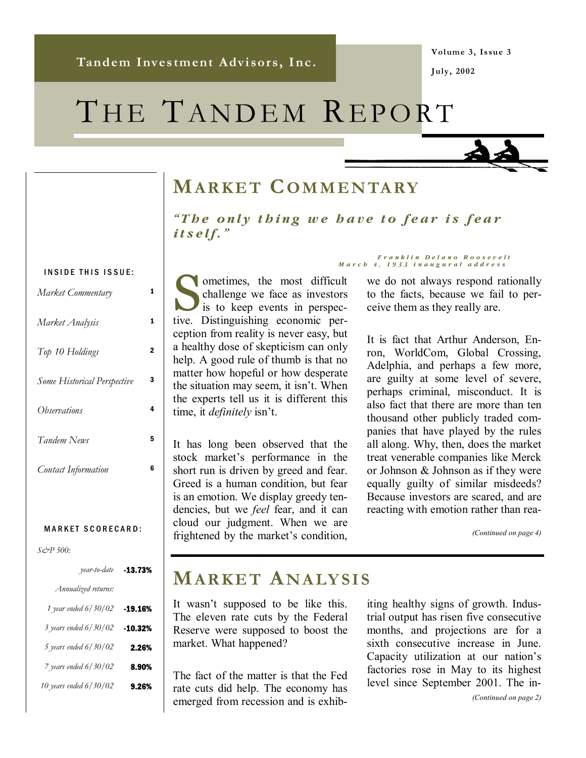Tandem Investment Advisors, Inc.

Volume 3, Issue 3

July, 2002

# THE TANDEM REPORT

## MARKET COMMENTARY

***"The only thing we have to fear is fear itself."***

*Franklin Delano Roosevelt*
*March 4, 1933 inaugural address*

Sometimes, the most difficult challenge we face as investors is to keep events in perspective. Distinguishing economic perception from reality is never easy, but a healthy dose of skepticism can only help. A good rule of thumb is that no matter how hopeful or how desperate the situation may seem, it isn't. When the experts tell us it is different this time, it *definitely* isn't.

It has long been observed that the stock market's performance in the short run is driven by greed and fear. Greed is a human condition, but fear is an emotion. We display greedy tendencies, but we *feel* fear, and it can cloud our judgment. When we are frightened by the market's condition, we do not always respond rationally to the facts, because we fail to perceive them as they really are.

It is fact that Arthur Anderson, Enron, WorldCom, Global Crossing, Adelphia, and perhaps a few more, are guilty at some level of severe, perhaps criminal, misconduct. It is also fact that there are more than ten thousand other publicly traded companies that have played by the rules all along. Why, then, does the market treat venerable companies like Merck or Johnson & Johnson as if they were equally guilty of similar misdeeds? Because investors are scared, and are reacting with emotion rather than rea-

*(Continued on page 4)*

## MARKET ANALYSIS

It wasn't supposed to be like this. The eleven rate cuts by the Federal Reserve were supposed to boost the market. What happened?

The fact of the matter is that the Fed rate cuts did help. The economy has emerged from recession and is exhibiting healthy signs of growth. Industrial output has risen five consecutive months, and projections are for a sixth consecutive increase in June. Capacity utilization at our nation's factories rose in May to its highest level since September 2001. The in-

*(Continued on page 2)*

---

**INSIDE THIS ISSUE:**

| | |
|---|---|
| *Market Commentary* | 1 |
| *Market Analysis* | 1 |
| *Top 10 Holdings* | 2 |
| *Some Historical Perspective* | 3 |
| *Observations* | 4 |
| *Tandem News* | 5 |
| *Contact Information* | 6 |

**MARKET SCORECARD:**

*S&P 500:*

| | |
|---|---|
| *year-to-date* | **-13.73%** |
| *Annualized returns:* | |
| *1 year ended 6/30/02* | **-19.16%** |
| *3 years ended 6/30/02* | **-10.32%** |
| *5 years ended 6/30/02* | **2.26%** |
| *7 years ended 6/30/02* | **8.90%** |
| *10 years ended 6/30/02* | **9.26%** |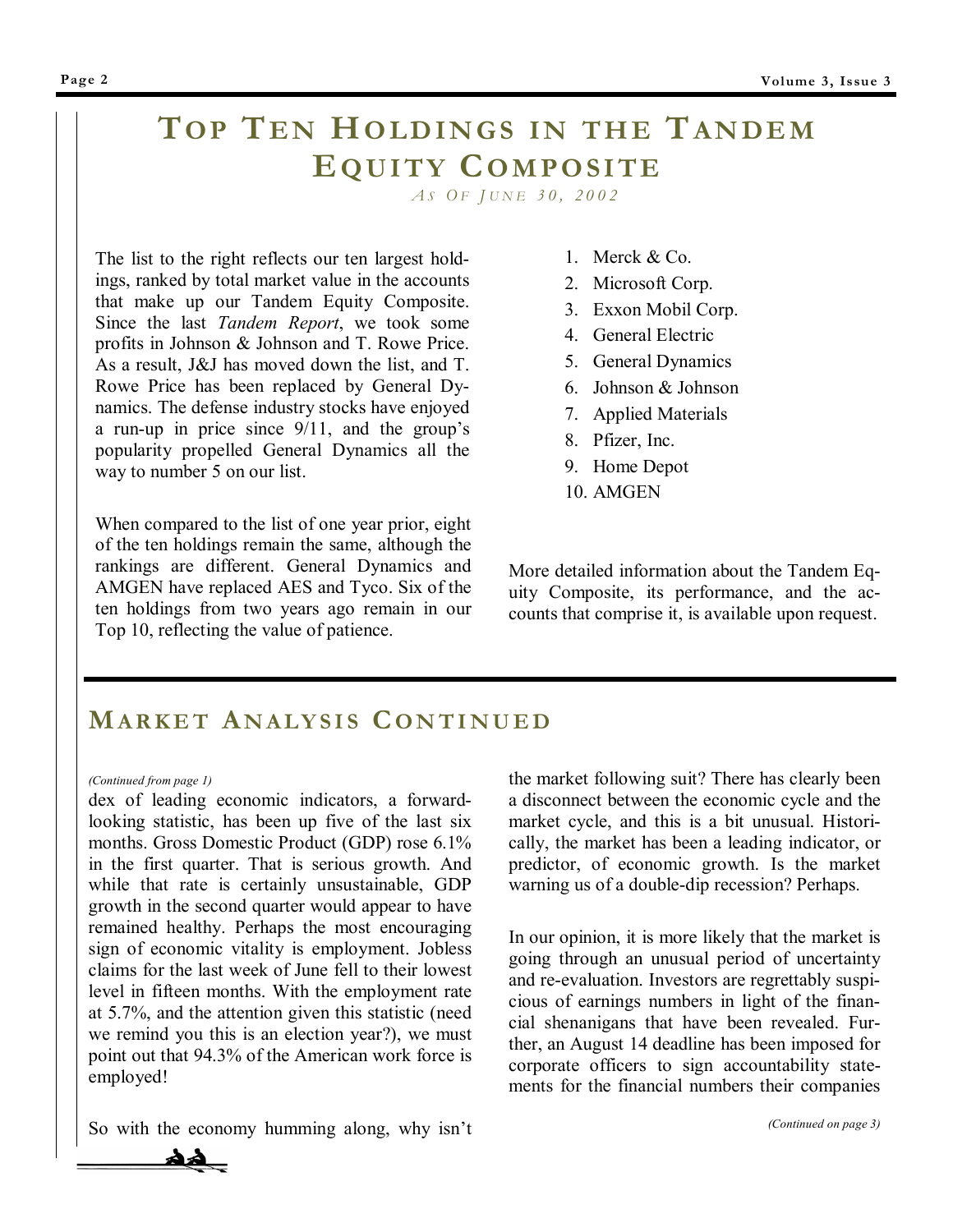# Top Ten Holdings in the Tandem Equity Composite

*As of June 30, 2002*

The list to the right reflects our ten largest holdings, ranked by total market value in the accounts that make up our Tandem Equity Composite. Since the last *Tandem Report*, we took some profits in Johnson & Johnson and T. Rowe Price. As a result, J&J has moved down the list, and T. Rowe Price has been replaced by General Dynamics. The defense industry stocks have enjoyed a run-up in price since 9/11, and the group's popularity propelled General Dynamics all the way to number 5 on our list.

When compared to the list of one year prior, eight of the ten holdings remain the same, although the rankings are different. General Dynamics and AMGEN have replaced AES and Tyco. Six of the ten holdings from two years ago remain in our Top 10, reflecting the value of patience.

1. Merck & Co.
2. Microsoft Corp.
3. Exxon Mobil Corp.
4. General Electric
5. General Dynamics
6. Johnson & Johnson
7. Applied Materials
8. Pfizer, Inc.
9. Home Depot
10. AMGEN

More detailed information about the Tandem Equity Composite, its performance, and the accounts that comprise it, is available upon request.

# Market Analysis Continued

*(Continued from page 1)*

dex of leading economic indicators, a forward-looking statistic, has been up five of the last six months. Gross Domestic Product (GDP) rose 6.1% in the first quarter. That is serious growth. And while that rate is certainly unsustainable, GDP growth in the second quarter would appear to have remained healthy. Perhaps the most encouraging sign of economic vitality is employment. Jobless claims for the last week of June fell to their lowest level in fifteen months. With the employment rate at 5.7%, and the attention given this statistic (need we remind you this is an election year?), we must point out that 94.3% of the American work force is employed!

So with the economy humming along, why isn't the market following suit? There has clearly been a disconnect between the economic cycle and the market cycle, and this is a bit unusual. Historically, the market has been a leading indicator, or predictor, of economic growth. Is the market warning us of a double-dip recession? Perhaps.

In our opinion, it is more likely that the market is going through an unusual period of uncertainty and re-evaluation. Investors are regrettably suspicious of earnings numbers in light of the financial shenanigans that have been revealed. Further, an August 14 deadline has been imposed for corporate officers to sign accountability statements for the financial numbers their companies

*(Continued on page 3)*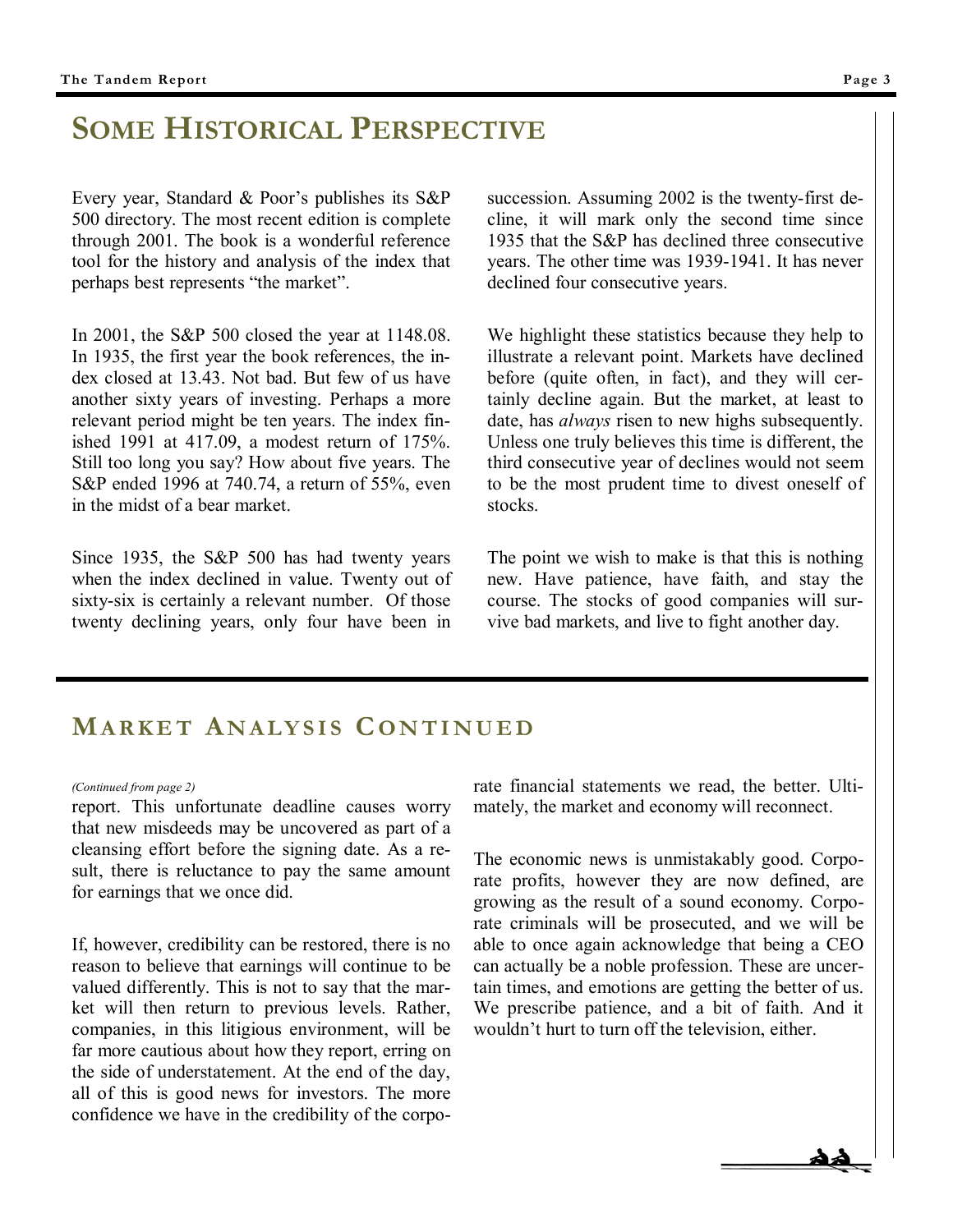## Some Historical Perspective

Every year, Standard & Poor's publishes its S&P 500 directory. The most recent edition is complete through 2001. The book is a wonderful reference tool for the history and analysis of the index that perhaps best represents "the market".

In 2001, the S&P 500 closed the year at 1148.08. In 1935, the first year the book references, the index closed at 13.43. Not bad. But few of us have another sixty years of investing. Perhaps a more relevant period might be ten years. The index finished 1991 at 417.09, a modest return of 175%. Still too long you say? How about five years. The S&P ended 1996 at 740.74, a return of 55%, even in the midst of a bear market.

Since 1935, the S&P 500 has had twenty years when the index declined in value. Twenty out of sixty-six is certainly a relevant number. Of those twenty declining years, only four have been in succession. Assuming 2002 is the twenty-first decline, it will mark only the second time since 1935 that the S&P has declined three consecutive years. The other time was 1939-1941. It has never declined four consecutive years.

We highlight these statistics because they help to illustrate a relevant point. Markets have declined before (quite often, in fact), and they will certainly decline again. But the market, at least to date, has *always* risen to new highs subsequently. Unless one truly believes this time is different, the third consecutive year of declines would not seem to be the most prudent time to divest oneself of stocks.

The point we wish to make is that this is nothing new. Have patience, have faith, and stay the course. The stocks of good companies will survive bad markets, and live to fight another day.

## Market Analysis Continued

*(Continued from page 2)*

report. This unfortunate deadline causes worry that new misdeeds may be uncovered as part of a cleansing effort before the signing date. As a result, there is reluctance to pay the same amount for earnings that we once did.

If, however, credibility can be restored, there is no reason to believe that earnings will continue to be valued differently. This is not to say that the market will then return to previous levels. Rather, companies, in this litigious environment, will be far more cautious about how they report, erring on the side of understatement. At the end of the day, all of this is good news for investors. The more confidence we have in the credibility of the corporate financial statements we read, the better. Ultimately, the market and economy will reconnect.

The economic news is unmistakably good. Corporate profits, however they are now defined, are growing as the result of a sound economy. Corporate criminals will be prosecuted, and we will be able to once again acknowledge that being a CEO can actually be a noble profession. These are uncertain times, and emotions are getting the better of us. We prescribe patience, and a bit of faith. And it wouldn't hurt to turn off the television, either.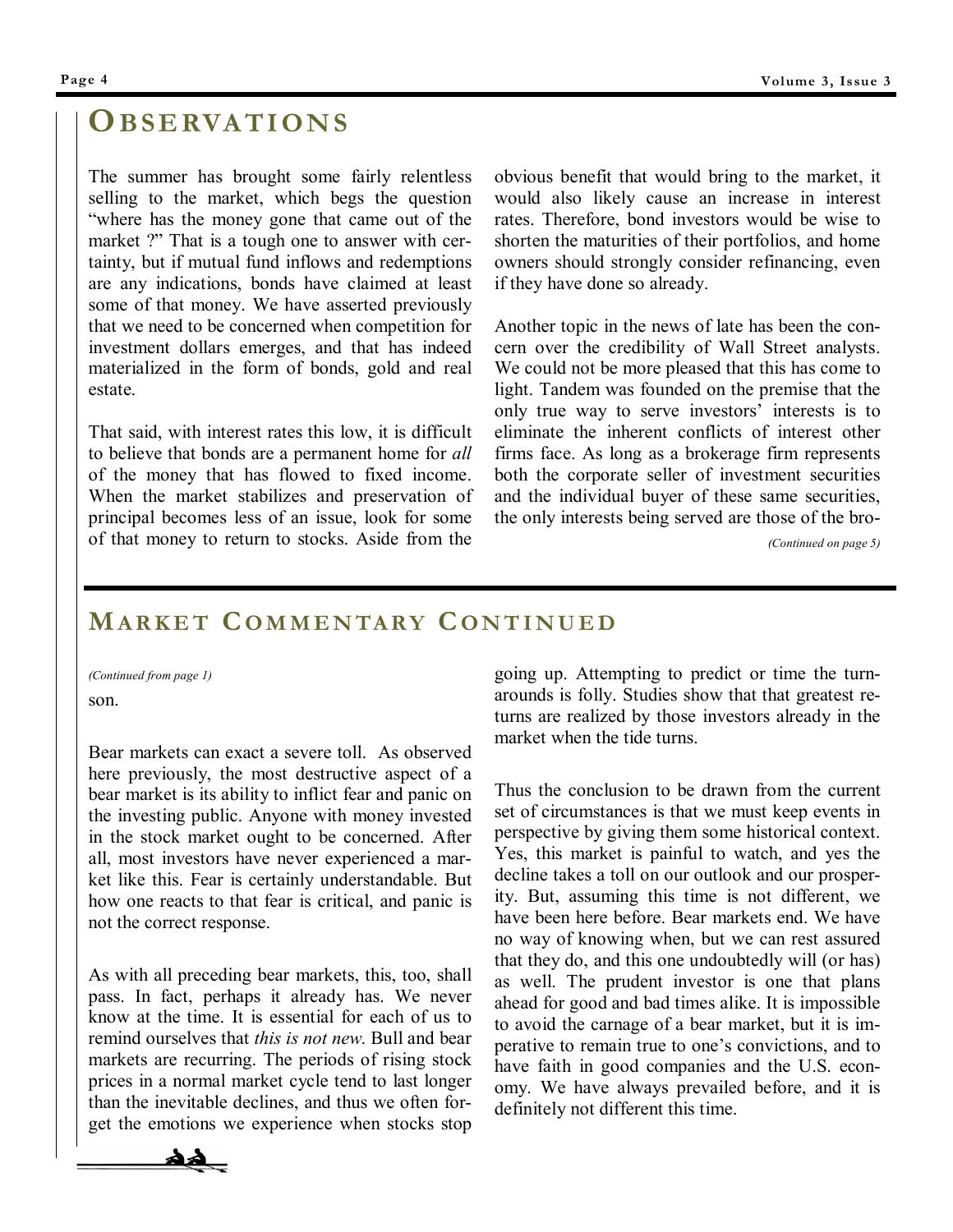## Observations

The summer has brought some fairly relentless selling to the market, which begs the question "where has the money gone that came out of the market ?" That is a tough one to answer with certainty, but if mutual fund inflows and redemptions are any indications, bonds have claimed at least some of that money. We have asserted previously that we need to be concerned when competition for investment dollars emerges, and that has indeed materialized in the form of bonds, gold and real estate.

That said, with interest rates this low, it is difficult to believe that bonds are a permanent home for *all* of the money that has flowed to fixed income. When the market stabilizes and preservation of principal becomes less of an issue, look for some of that money to return to stocks. Aside from the obvious benefit that would bring to the market, it would also likely cause an increase in interest rates. Therefore, bond investors would be wise to shorten the maturities of their portfolios, and home owners should strongly consider refinancing, even if they have done so already.

Another topic in the news of late has been the concern over the credibility of Wall Street analysts. We could not be more pleased that this has come to light. Tandem was founded on the premise that the only true way to serve investors' interests is to eliminate the inherent conflicts of interest other firms face. As long as a brokerage firm represents both the corporate seller of investment securities and the individual buyer of these same securities, the only interests being served are those of the bro-

*(Continued on page 5)*

## Market Commentary Continued

*(Continued from page 1)*

son.

Bear markets can exact a severe toll. As observed here previously, the most destructive aspect of a bear market is its ability to inflict fear and panic on the investing public. Anyone with money invested in the stock market ought to be concerned. After all, most investors have never experienced a market like this. Fear is certainly understandable. But how one reacts to that fear is critical, and panic is not the correct response.

As with all preceding bear markets, this, too, shall pass. In fact, perhaps it already has. We never know at the time. It is essential for each of us to remind ourselves that *this is not new*. Bull and bear markets are recurring. The periods of rising stock prices in a normal market cycle tend to last longer than the inevitable declines, and thus we often forget the emotions we experience when stocks stop going up. Attempting to predict or time the turnarounds is folly. Studies show that that greatest returns are realized by those investors already in the market when the tide turns.

Thus the conclusion to be drawn from the current set of circumstances is that we must keep events in perspective by giving them some historical context. Yes, this market is painful to watch, and yes the decline takes a toll on our outlook and our prosperity. But, assuming this time is not different, we have been here before. Bear markets end. We have no way of knowing when, but we can rest assured that they do, and this one undoubtedly will (or has) as well. The prudent investor is one that plans ahead for good and bad times alike. It is impossible to avoid the carnage of a bear market, but it is imperative to remain true to one's convictions, and to have faith in good companies and the U.S. economy. We have always prevailed before, and it is definitely not different this time.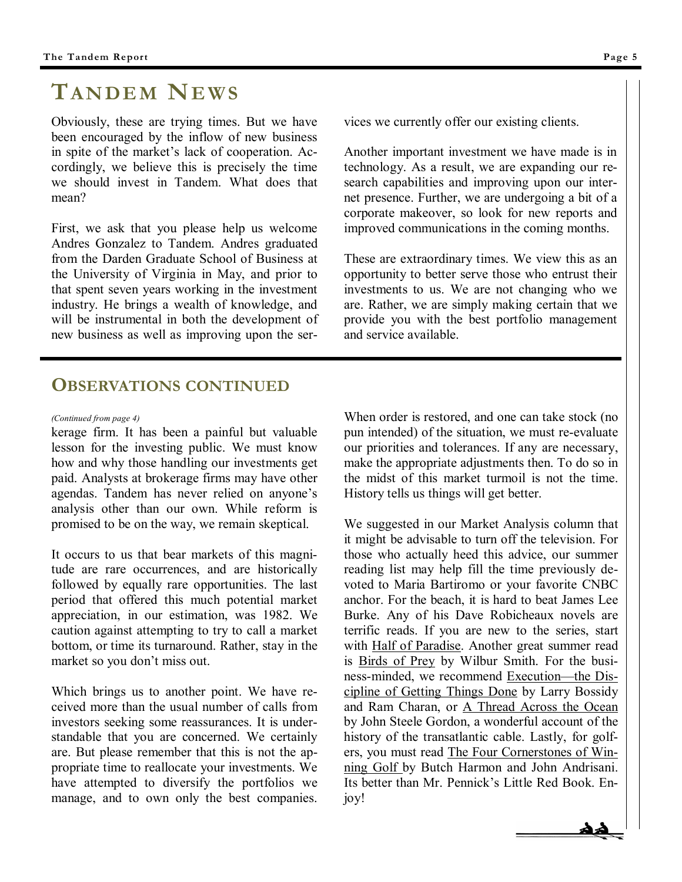## TANDEM NEWS

Obviously, these are trying times. But we have been encouraged by the inflow of new business in spite of the market's lack of cooperation. Accordingly, we believe this is precisely the time we should invest in Tandem. What does that mean?

First, we ask that you please help us welcome Andres Gonzalez to Tandem. Andres graduated from the Darden Graduate School of Business at the University of Virginia in May, and prior to that spent seven years working in the investment industry. He brings a wealth of knowledge, and will be instrumental in both the development of new business as well as improving upon the services we currently offer our existing clients.

Another important investment we have made is in technology. As a result, we are expanding our research capabilities and improving upon our internet presence. Further, we are undergoing a bit of a corporate makeover, so look for new reports and improved communications in the coming months.

These are extraordinary times. We view this as an opportunity to better serve those who entrust their investments to us. We are not changing who we are. Rather, we are simply making certain that we provide you with the best portfolio management and service available.

## OBSERVATIONS CONTINUED

*(Continued from page 4)*

kerage firm. It has been a painful but valuable lesson for the investing public. We must know how and why those handling our investments get paid. Analysts at brokerage firms may have other agendas. Tandem has never relied on anyone's analysis other than our own. While reform is promised to be on the way, we remain skeptical.

It occurs to us that bear markets of this magnitude are rare occurrences, and are historically followed by equally rare opportunities. The last period that offered this much potential market appreciation, in our estimation, was 1982. We caution against attempting to try to call a market bottom, or time its turnaround. Rather, stay in the market so you don't miss out.

Which brings us to another point. We have received more than the usual number of calls from investors seeking some reassurances. It is understandable that you are concerned. We certainly are. But please remember that this is not the appropriate time to reallocate your investments. We have attempted to diversify the portfolios we manage, and to own only the best companies. When order is restored, and one can take stock (no pun intended) of the situation, we must re-evaluate our priorities and tolerances. If any are necessary, make the appropriate adjustments then. To do so in the midst of this market turmoil is not the time. History tells us things will get better.

We suggested in our Market Analysis column that it might be advisable to turn off the television. For those who actually heed this advice, our summer reading list may help fill the time previously devoted to Maria Bartiromo or your favorite CNBC anchor. For the beach, it is hard to beat James Lee Burke. Any of his Dave Robicheaux novels are terrific reads. If you are new to the series, start with Half of Paradise. Another great summer read is Birds of Prey by Wilbur Smith. For the business-minded, we recommend Execution—the Discipline of Getting Things Done by Larry Bossidy and Ram Charan, or A Thread Across the Ocean by John Steele Gordon, a wonderful account of the history of the transatlantic cable. Lastly, for golfers, you must read The Four Cornerstones of Winning Golf by Butch Harmon and John Andrisani. Its better than Mr. Pennick's Little Red Book. Enjoy!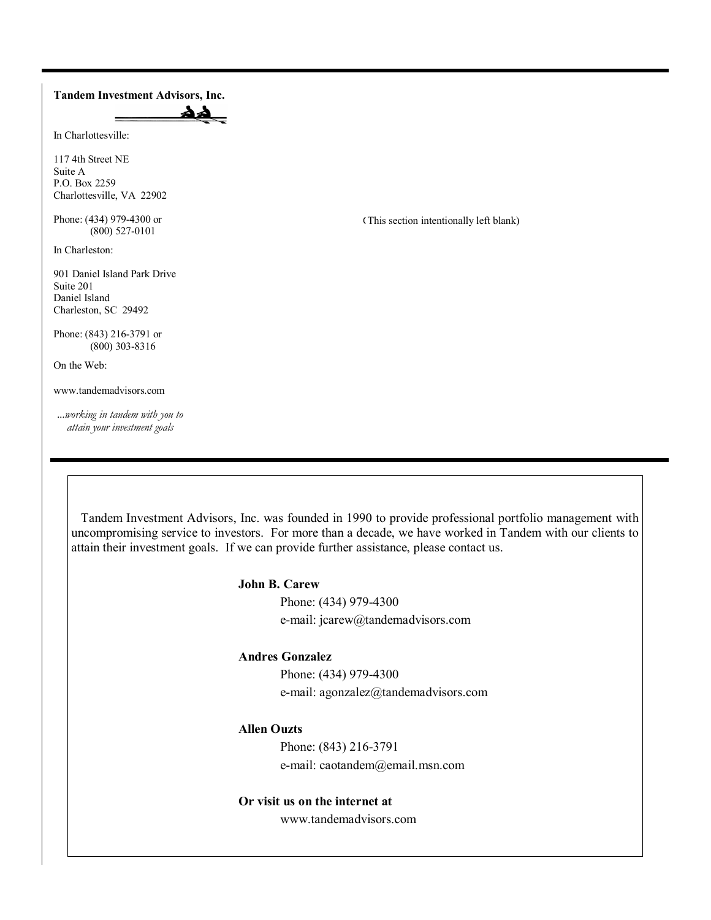**Tandem Investment Advisors, Inc.**

In Charlottesville:

117 4th Street NE
Suite A
P.O. Box 2259
Charlottesville, VA 22902

Phone: (434) 979-4300 or
(800) 527-0101

In Charleston:

901 Daniel Island Park Drive
Suite 201
Daniel Island
Charleston, SC 29492

Phone: (843) 216-3791 or
(800) 303-8316

On the Web:

www.tandemadvisors.com

*...working in tandem with you to attain your investment goals*

(This section intentionally left blank)

Tandem Investment Advisors, Inc. was founded in 1990 to provide professional portfolio management with uncompromising service to investors. For more than a decade, we have worked in Tandem with our clients to attain their investment goals. If we can provide further assistance, please contact us.

**John B. Carew**
Phone: (434) 979-4300
e-mail: jcarew@tandemadvisors.com

**Andres Gonzalez**
Phone: (434) 979-4300
e-mail: agonzalez@tandemadvisors.com

**Allen Ouzts**
Phone: (843) 216-3791
e-mail: caotandem@email.msn.com

**Or visit us on the internet at**
www.tandemadvisors.com